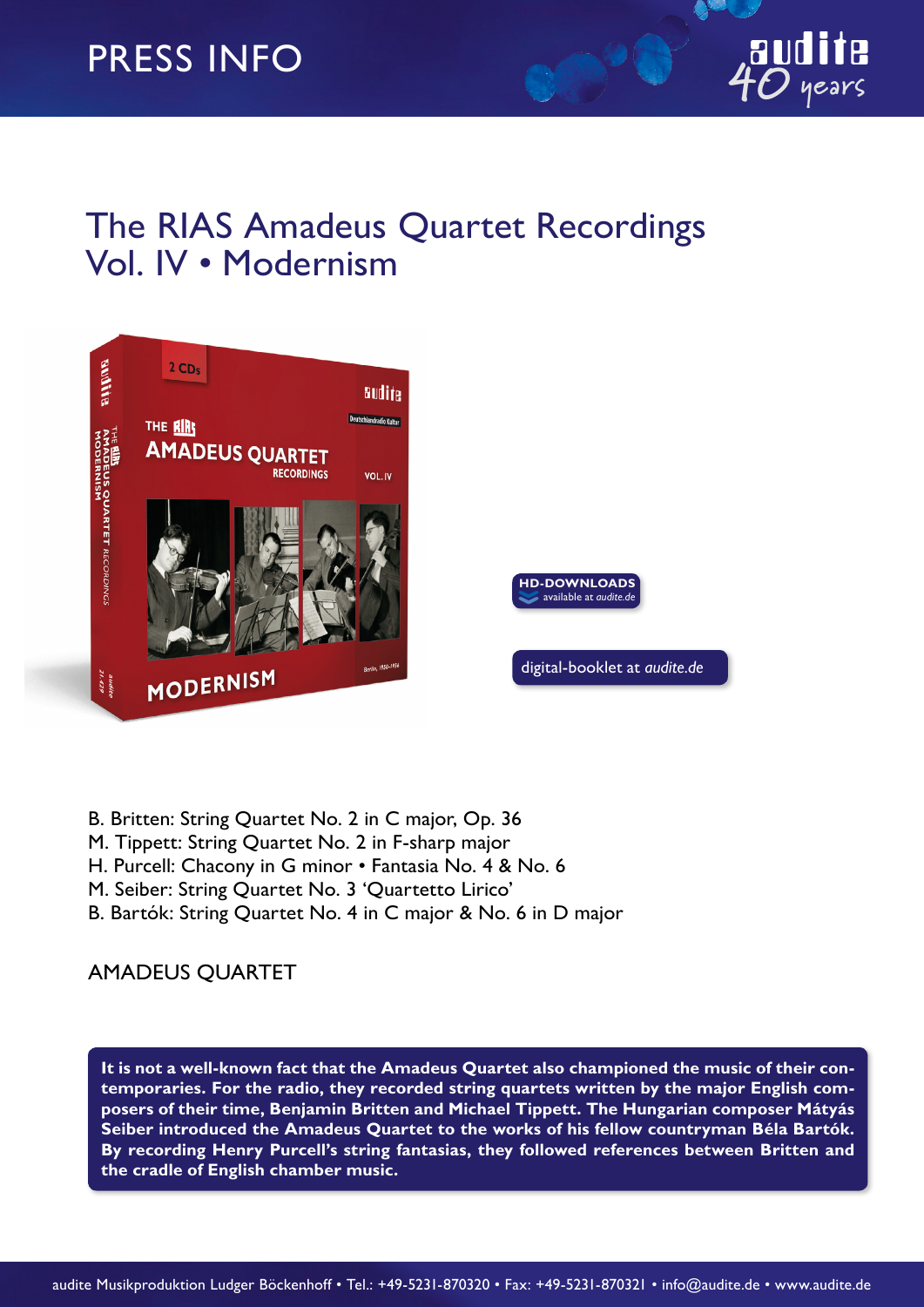PRESS INFO

# The RIAS Amadeus Quartet Recordings Vol. IV • Modernism

HD-DOWNLOADS available at *audite.de*

digital-booklet at *audite.de*

B. Britten: String Quartet No. 2 in C major, Op. 36
M. Tippett: String Quartet No. 2 in F-sharp major
H. Purcell: Chacony in G minor • Fantasia No. 4 & No. 6
M. Seiber: String Quartet No. 3 'Quartetto Lirico'
B. Bartók: String Quartet No. 4 in C major & No. 6 in D major

AMADEUS QUARTET

**It is not a well-known fact that the Amadeus Quartet also championed the music of their contemporaries. For the radio, they recorded string quartets written by the major English composers of their time, Benjamin Britten and Michael Tippett. The Hungarian composer Mátyás Seiber introduced the Amadeus Quartet to the works of his fellow countryman Béla Bartók. By recording Henry Purcell's string fantasias, they followed references between Britten and the cradle of English chamber music.**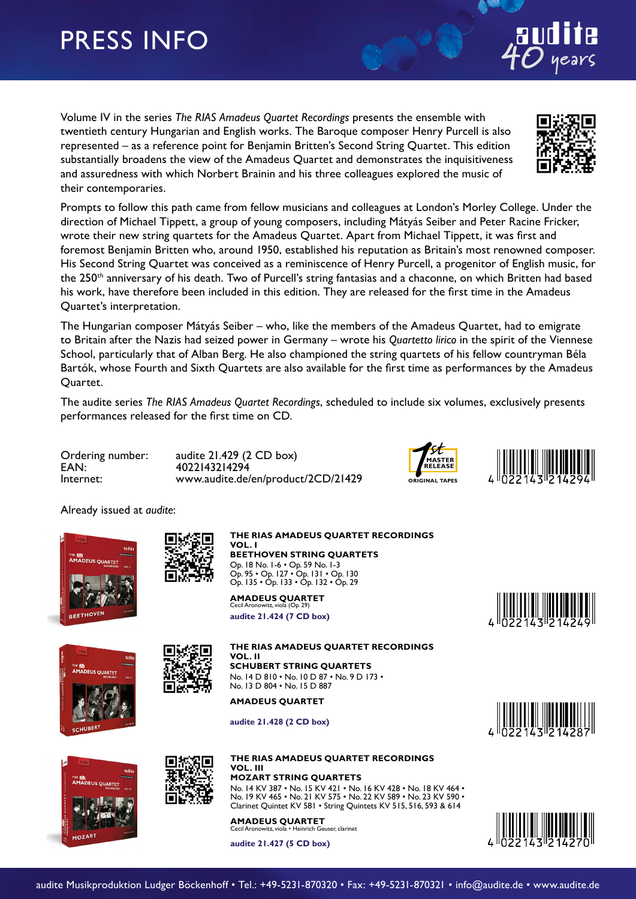# PRESS INFO

Volume IV in the series *The RIAS Amadeus Quartet Recordings* presents the ensemble with twentieth century Hungarian and English works. The Baroque composer Henry Purcell is also represented – as a reference point for Benjamin Britten's Second String Quartet. This edition substantially broadens the view of the Amadeus Quartet and demonstrates the inquisitiveness and assuredness with which Norbert Brainin and his three colleagues explored the music of their contemporaries.

Prompts to follow this path came from fellow musicians and colleagues at London's Morley College. Under the direction of Michael Tippett, a group of young composers, including Mátyás Seiber and Peter Racine Fricker, wrote their new string quartets for the Amadeus Quartet. Apart from Michael Tippett, it was first and foremost Benjamin Britten who, around 1950, established his reputation as Britain's most renowned composer. His Second String Quartet was conceived as a reminiscence of Henry Purcell, a progenitor of English music, for the 250th anniversary of his death. Two of Purcell's string fantasias and a chaconne, on which Britten had based his work, have therefore been included in this edition. They are released for the first time in the Amadeus Quartet's interpretation.

The Hungarian composer Mátyás Seiber – who, like the members of the Amadeus Quartet, had to emigrate to Britain after the Nazis had seized power in Germany – wrote his *Quartetto lirico* in the spirit of the Viennese School, particularly that of Alban Berg. He also championed the string quartets of his fellow countryman Béla Bartók, whose Fourth and Sixth Quartets are also available for the first time as performances by the Amadeus Quartet.

The audite series *The RIAS Amadeus Quartet Recordings*, scheduled to include six volumes, exclusively presents performances released for the first time on CD.

| | |
|---|---|
| Ordering number: | audite 21.429 (2 CD box) |
| EAN: | 4022143214294 |
| Internet: | www.audite.de/en/product/2CD/21429 |

1st MASTER RELEASE – ORIGINAL TAPES

4 022143 214294

Already issued at *audite*:

**THE RIAS AMADEUS QUARTET RECORDINGS**
**VOL. I**
**BEETHOVEN STRING QUARTETS**
Op. 18 No. 1-6 • Op. 59 No. 1-3
Op. 95 • Op. 127 • Op. 131 • Op. 130
Op. 135 • Op. 133 • Op. 132 • Op. 29

**AMADEUS QUARTET**
Cecil Aronowitz, viola (Op. 29)

**audite 21.424 (7 CD box)**

4 022143 214249

**THE RIAS AMADEUS QUARTET RECORDINGS**
**VOL. II**
**SCHUBERT STRING QUARTETS**
No. 14 D 810 • No. 10 D 87 • No. 9 D 173 •
No. 13 D 804 • No. 15 D 887

**AMADEUS QUARTET**

**audite 21.428 (2 CD box)**

4 022143 214287

**THE RIAS AMADEUS QUARTET RECORDINGS**
**VOL. III**
**MOZART STRING QUARTETS**
No. 14 KV 387 • No. 15 KV 421 • No. 16 KV 428 • No. 18 KV 464 •
No. 19 KV 465 • No. 21 KV 575 • No. 22 KV 589 • No. 23 KV 590 •
Clarinet Quintet KV 581 • String Quintets KV 515, 516, 593 & 614

**AMADEUS QUARTET**
Cecil Aronowitz, viola • Heinrich Geuser, clarinet

**audite 21.427 (5 CD box)**

4 022143 214270

audite Musikproduktion Ludger Böckenhoff • Tel.: +49-5231-870320 • Fax: +49-5231-870321 • info@audite.de • www.audite.de